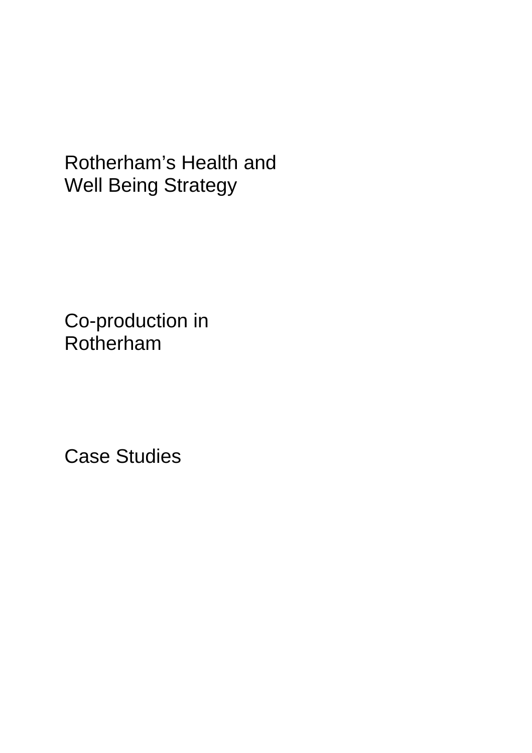# Rotherham's Health and Well Being Strategy

## Co-production in Rotherham

## Case Studies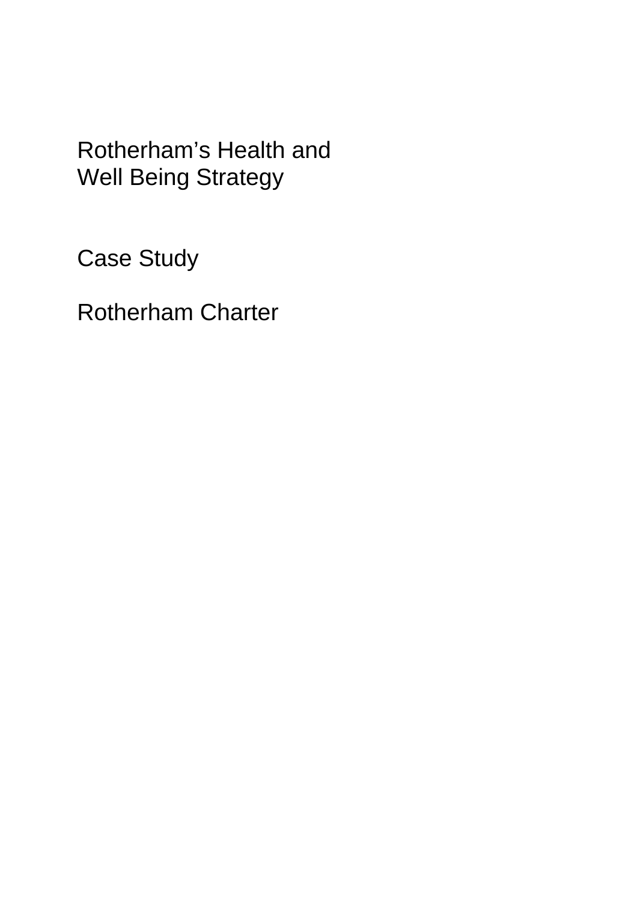# Rotherham's Health and Well Being Strategy

## Case Study

## Rotherham Charter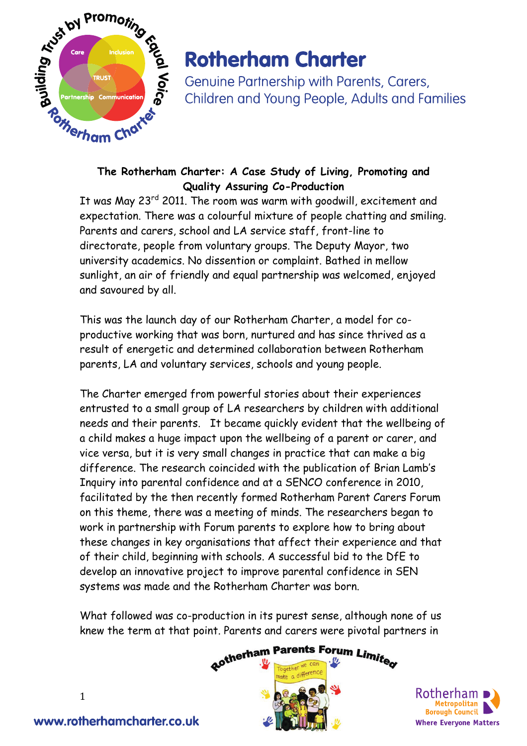# Rotherham Charter

Genuine Partnership with Parents, Carers, Children and Young People, Adults and Families

**The Rotherham Charter: A Case Study of Living, Promoting and Quality Assuring Co-Production**

It was May 23rd 2011. The room was warm with goodwill, excitement and expectation. There was a colourful mixture of people chatting and smiling. Parents and carers, school and LA service staff, front-line to directorate, people from voluntary groups. The Deputy Mayor, two university academics. No dissention or complaint. Bathed in mellow sunlight, an air of friendly and equal partnership was welcomed, enjoyed and savoured by all.

This was the launch day of our Rotherham Charter, a model for co-productive working that was born, nurtured and has since thrived as a result of energetic and determined collaboration between Rotherham parents, LA and voluntary services, schools and young people.

The Charter emerged from powerful stories about their experiences entrusted to a small group of LA researchers by children with additional needs and their parents. It became quickly evident that the wellbeing of a child makes a huge impact upon the wellbeing of a parent or carer, and vice versa, but it is very small changes in practice that can make a big difference. The research coincided with the publication of Brian Lamb's Inquiry into parental confidence and at a SENCO conference in 2010, facilitated by the then recently formed Rotherham Parent Carers Forum on this theme, there was a meeting of minds. The researchers began to work in partnership with Forum parents to explore how to bring about these changes in key organisations that affect their experience and that of their child, beginning with schools. A successful bid to the DfE to develop an innovative project to improve parental confidence in SEN systems was made and the Rotherham Charter was born.

What followed was co-production in its purest sense, although none of us knew the term at that point. Parents and carers were pivotal partners in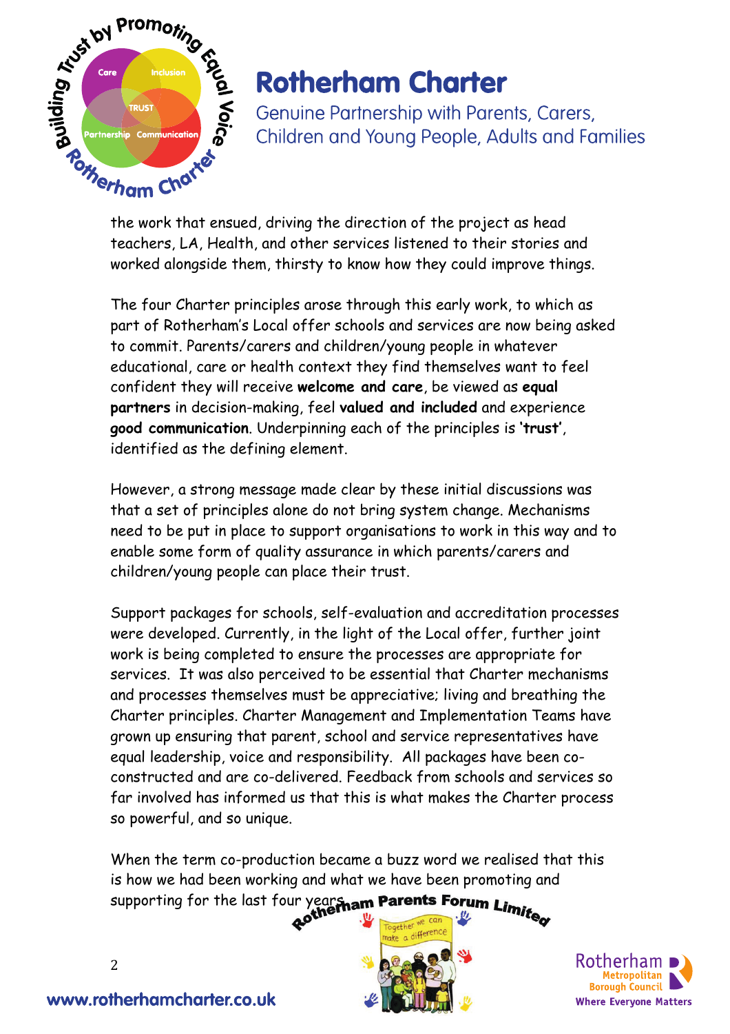the work that ensued, driving the direction of the project as head teachers, LA, Health, and other services listened to their stories and worked alongside them, thirsty to know how they could improve things.

The four Charter principles arose through this early work, to which as part of Rotherham's Local offer schools and services are now being asked to commit. Parents/carers and children/young people in whatever educational, care or health context they find themselves want to feel confident they will receive **welcome and care**, be viewed as **equal partners** in decision-making, feel **valued and included** and experience **good communication**. Underpinning each of the principles is **'trust'**, identified as the defining element.

However, a strong message made clear by these initial discussions was that a set of principles alone do not bring system change. Mechanisms need to be put in place to support organisations to work in this way and to enable some form of quality assurance in which parents/carers and children/young people can place their trust.

Support packages for schools, self-evaluation and accreditation processes were developed. Currently, in the light of the Local offer, further joint work is being completed to ensure the processes are appropriate for services. It was also perceived to be essential that Charter mechanisms and processes themselves must be appreciative; living and breathing the Charter principles. Charter Management and Implementation Teams have grown up ensuring that parent, school and service representatives have equal leadership, voice and responsibility. All packages have been co-constructed and are co-delivered. Feedback from schools and services so far involved has informed us that this is what makes the Charter process so powerful, and so unique.

When the term co-production became a buzz word we realised that this is how we had been working and what we have been promoting and supporting for the last four years.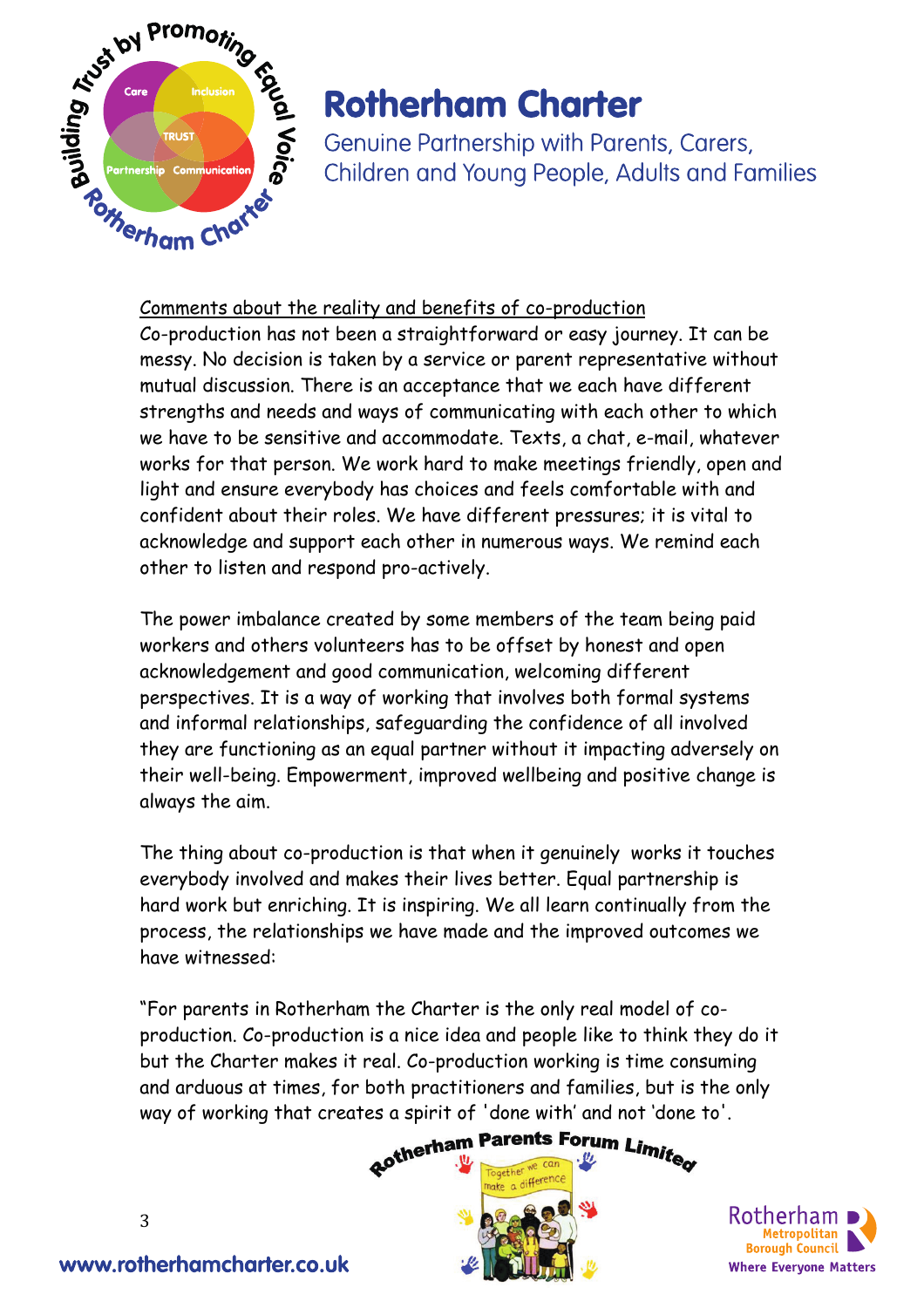# Rotherham Charter

Genuine Partnership with Parents, Carers, Children and Young People, Adults and Families

<u>Comments about the reality and benefits of co-production</u>

Co-production has not been a straightforward or easy journey. It can be messy. No decision is taken by a service or parent representative without mutual discussion. There is an acceptance that we each have different strengths and needs and ways of communicating with each other to which we have to be sensitive and accommodate. Texts, a chat, e-mail, whatever works for that person. We work hard to make meetings friendly, open and light and ensure everybody has choices and feels comfortable with and confident about their roles. We have different pressures; it is vital to acknowledge and support each other in numerous ways. We remind each other to listen and respond pro-actively.

The power imbalance created by some members of the team being paid workers and others volunteers has to be offset by honest and open acknowledgement and good communication, welcoming different perspectives. It is a way of working that involves both formal systems and informal relationships, safeguarding the confidence of all involved they are functioning as an equal partner without it impacting adversely on their well-being. Empowerment, improved wellbeing and positive change is always the aim.

The thing about co-production is that when it genuinely works it touches everybody involved and makes their lives better. Equal partnership is hard work but enriching. It is inspiring. We all learn continually from the process, the relationships we have made and the improved outcomes we have witnessed:

"For parents in Rotherham the Charter is the only real model of co-production. Co-production is a nice idea and people like to think they do it but the Charter makes it real. Co-production working is time consuming and arduous at times, for both practitioners and families, but is the only way of working that creates a spirit of 'done with' and not 'done to'.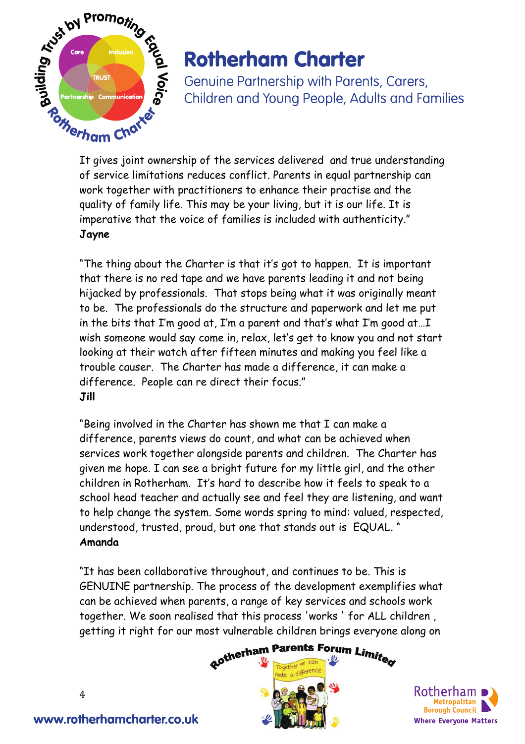# Rotherham Charter

Genuine Partnership with Parents, Carers, Children and Young People, Adults and Families

It gives joint ownership of the services delivered and true understanding of service limitations reduces conflict. Parents in equal partnership can work together with practitioners to enhance their practise and the quality of family life. This may be your living, but it is our life. It is imperative that the voice of families is included with authenticity."
**Jayne**

"The thing about the Charter is that it's got to happen. It is important that there is no red tape and we have parents leading it and not being hijacked by professionals. That stops being what it was originally meant to be. The professionals do the structure and paperwork and let me put in the bits that I'm good at, I'm a parent and that's what I'm good at…I wish someone would say come in, relax, let's get to know you and not start looking at their watch after fifteen minutes and making you feel like a trouble causer. The Charter has made a difference, it can make a difference. People can re direct their focus."
**Jill**

"Being involved in the Charter has shown me that I can make a difference, parents views do count, and what can be achieved when services work together alongside parents and children. The Charter has given me hope. I can see a bright future for my little girl, and the other children in Rotherham. It's hard to describe how it feels to speak to a school head teacher and actually see and feel they are listening, and want to help change the system. Some words spring to mind: valued, respected, understood, trusted, proud, but one that stands out is EQUAL. "
**Amanda**

"It has been collaborative throughout, and continues to be. This is GENUINE partnership. The process of the development exemplifies what can be achieved when parents, a range of key services and schools work together. We soon realised that this process 'works ' for ALL children , getting it right for our most vulnerable children brings everyone along on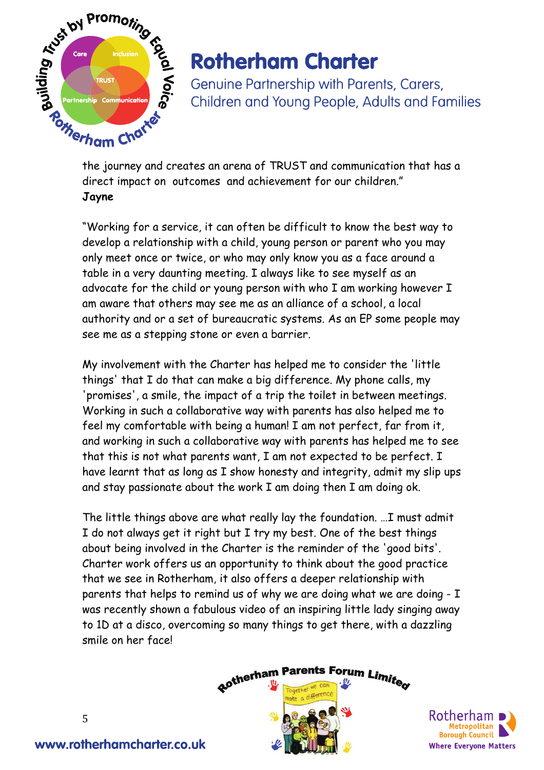the journey and creates an arena of TRUST and communication that has a direct impact on outcomes and achievement for our children."
**Jayne**

"Working for a service, it can often be difficult to know the best way to develop a relationship with a child, young person or parent who you may only meet once or twice, or who may only know you as a face around a table in a very daunting meeting. I always like to see myself as an advocate for the child or young person with who I am working however I am aware that others may see me as an alliance of a school, a local authority and or a set of bureaucratic systems. As an EP some people may see me as a stepping stone or even a barrier.

My involvement with the Charter has helped me to consider the 'little things' that I do that can make a big difference. My phone calls, my 'promises', a smile, the impact of a trip the toilet in between meetings. Working in such a collaborative way with parents has also helped me to feel my comfortable with being a human! I am not perfect, far from it, and working in such a collaborative way with parents has helped me to see that this is not what parents want, I am not expected to be perfect. I have learnt that as long as I show honesty and integrity, admit my slip ups and stay passionate about the work I am doing then I am doing ok.

The little things above are what really lay the foundation. …I must admit I do not always get it right but I try my best. One of the best things about being involved in the Charter is the reminder of the 'good bits'. Charter work offers us an opportunity to think about the good practice that we see in Rotherham, it also offers a deeper relationship with parents that helps to remind us of why we are doing what we are doing - I was recently shown a fabulous video of an inspiring little lady singing away to 1D at a disco, overcoming so many things to get there, with a dazzling smile on her face!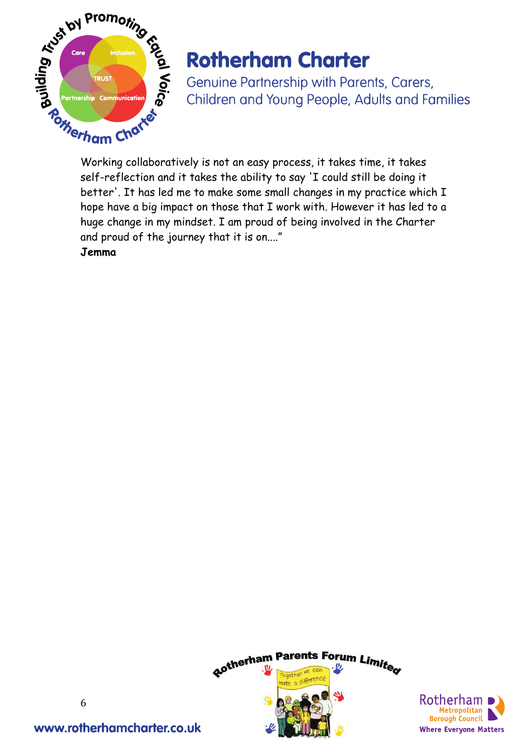Working collaboratively is not an easy process, it takes time, it takes self-reflection and it takes the ability to say 'I could still be doing it better'. It has led me to make some small changes in my practice which I hope have a big impact on those that I work with. However it has led to a huge change in my mindset. I am proud of being involved in the Charter and proud of the journey that it is on...."

**Jemma**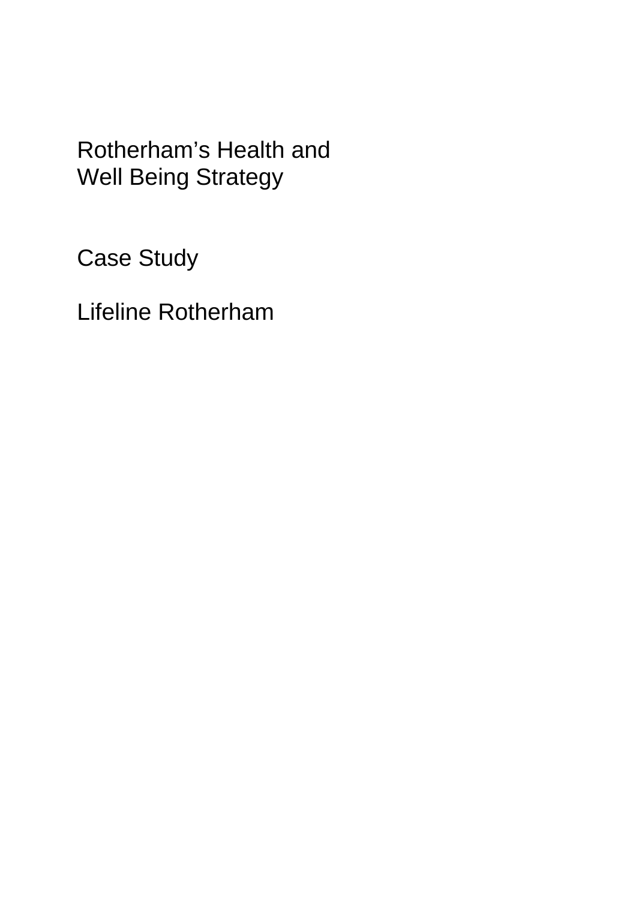# Rotherham's Health and Well Being Strategy

## Case Study

## Lifeline Rotherham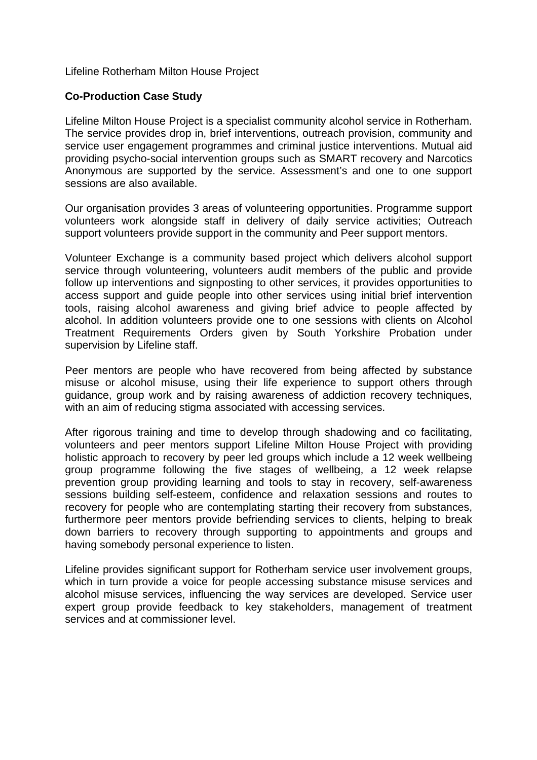Lifeline Rotherham Milton House Project

**Co-Production Case Study**

Lifeline Milton House Project is a specialist community alcohol service in Rotherham. The service provides drop in, brief interventions, outreach provision, community and service user engagement programmes and criminal justice interventions. Mutual aid providing psycho-social intervention groups such as SMART recovery and Narcotics Anonymous are supported by the service. Assessment's and one to one support sessions are also available.

Our organisation provides 3 areas of volunteering opportunities. Programme support volunteers work alongside staff in delivery of daily service activities; Outreach support volunteers provide support in the community and Peer support mentors.

Volunteer Exchange is a community based project which delivers alcohol support service through volunteering, volunteers audit members of the public and provide follow up interventions and signposting to other services, it provides opportunities to access support and guide people into other services using initial brief intervention tools, raising alcohol awareness and giving brief advice to people affected by alcohol. In addition volunteers provide one to one sessions with clients on Alcohol Treatment Requirements Orders given by South Yorkshire Probation under supervision by Lifeline staff.

Peer mentors are people who have recovered from being affected by substance misuse or alcohol misuse, using their life experience to support others through guidance, group work and by raising awareness of addiction recovery techniques, with an aim of reducing stigma associated with accessing services.

After rigorous training and time to develop through shadowing and co facilitating, volunteers and peer mentors support Lifeline Milton House Project with providing holistic approach to recovery by peer led groups which include a 12 week wellbeing group programme following the five stages of wellbeing, a 12 week relapse prevention group providing learning and tools to stay in recovery, self-awareness sessions building self-esteem, confidence and relaxation sessions and routes to recovery for people who are contemplating starting their recovery from substances, furthermore peer mentors provide befriending services to clients, helping to break down barriers to recovery through supporting to appointments and groups and having somebody personal experience to listen.

Lifeline provides significant support for Rotherham service user involvement groups, which in turn provide a voice for people accessing substance misuse services and alcohol misuse services, influencing the way services are developed. Service user expert group provide feedback to key stakeholders, management of treatment services and at commissioner level.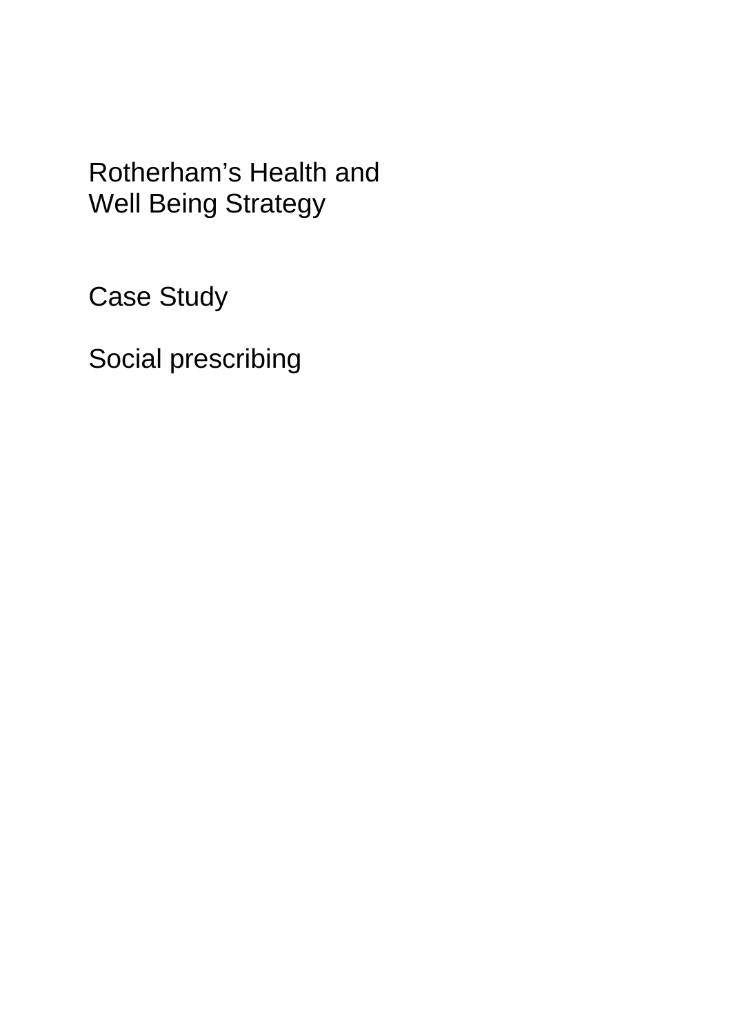Rotherham’s Health and Well Being Strategy

Case Study

Social prescribing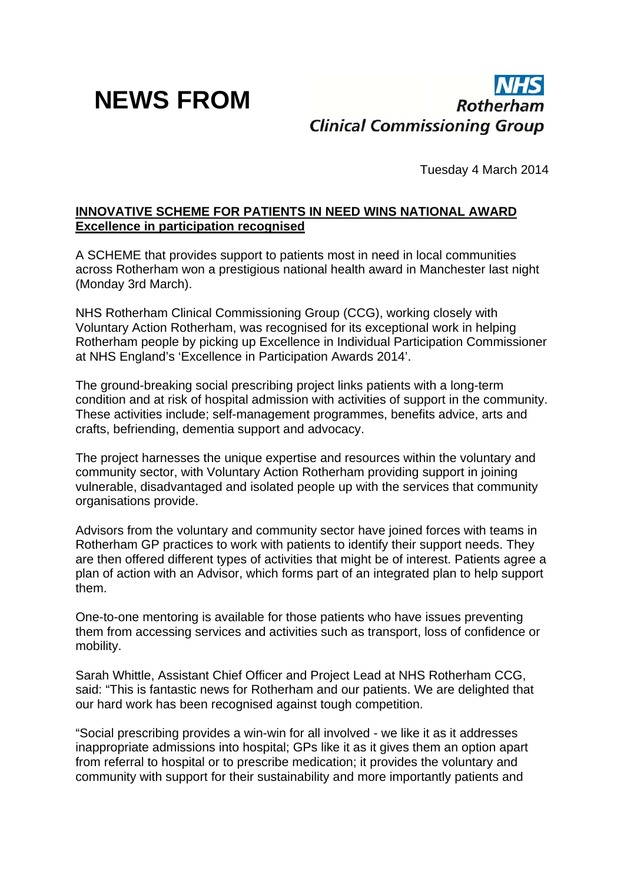# NEWS FROM

NHS
Rotherham
Clinical Commissioning Group

Tuesday 4 March 2014

**INNOVATIVE SCHEME FOR PATIENTS IN NEED WINS NATIONAL AWARD**
**Excellence in participation recognised**

A SCHEME that provides support to patients most in need in local communities across Rotherham won a prestigious national health award in Manchester last night (Monday 3rd March).

NHS Rotherham Clinical Commissioning Group (CCG), working closely with Voluntary Action Rotherham, was recognised for its exceptional work in helping Rotherham people by picking up Excellence in Individual Participation Commissioner at NHS England's 'Excellence in Participation Awards 2014'.

The ground-breaking social prescribing project links patients with a long-term condition and at risk of hospital admission with activities of support in the community. These activities include; self-management programmes, benefits advice, arts and crafts, befriending, dementia support and advocacy.

The project harnesses the unique expertise and resources within the voluntary and community sector, with Voluntary Action Rotherham providing support in joining vulnerable, disadvantaged and isolated people up with the services that community organisations provide.

Advisors from the voluntary and community sector have joined forces with teams in Rotherham GP practices to work with patients to identify their support needs. They are then offered different types of activities that might be of interest. Patients agree a plan of action with an Advisor, which forms part of an integrated plan to help support them.

One-to-one mentoring is available for those patients who have issues preventing them from accessing services and activities such as transport, loss of confidence or mobility.

Sarah Whittle, Assistant Chief Officer and Project Lead at NHS Rotherham CCG, said: "This is fantastic news for Rotherham and our patients. We are delighted that our hard work has been recognised against tough competition.

"Social prescribing provides a win-win for all involved - we like it as it addresses inappropriate admissions into hospital; GPs like it as it gives them an option apart from referral to hospital or to prescribe medication; it provides the voluntary and community with support for their sustainability and more importantly patients and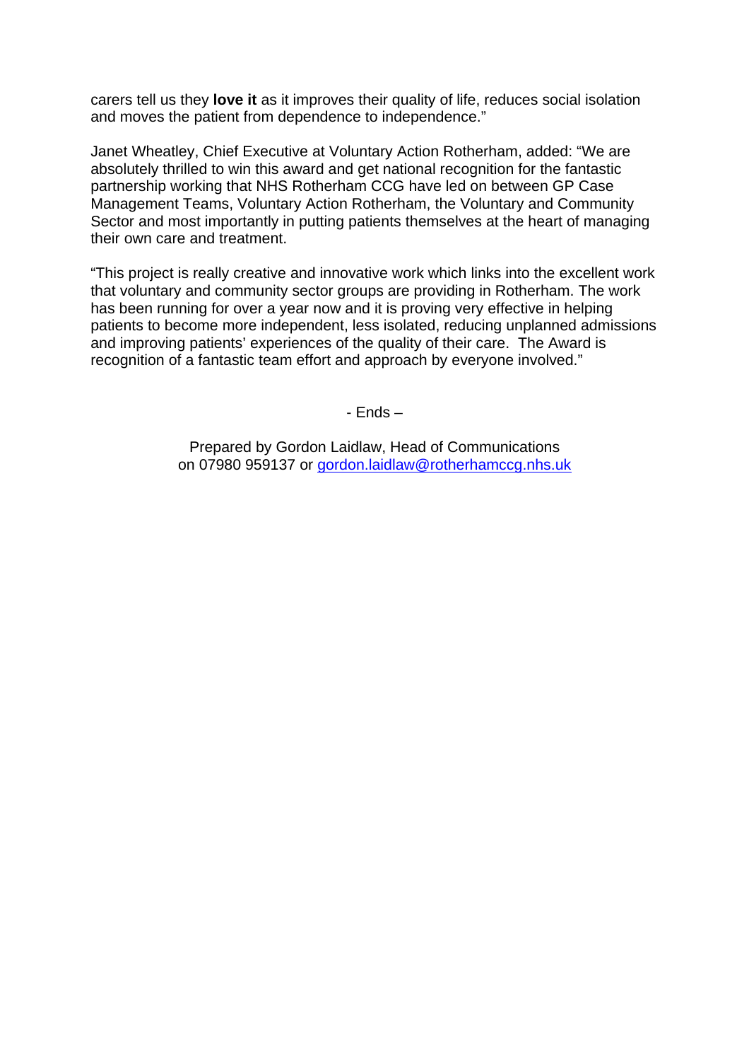carers tell us they **love it** as it improves their quality of life, reduces social isolation and moves the patient from dependence to independence."

Janet Wheatley, Chief Executive at Voluntary Action Rotherham, added: "We are absolutely thrilled to win this award and get national recognition for the fantastic partnership working that NHS Rotherham CCG have led on between GP Case Management Teams, Voluntary Action Rotherham, the Voluntary and Community Sector and most importantly in putting patients themselves at the heart of managing their own care and treatment.

"This project is really creative and innovative work which links into the excellent work that voluntary and community sector groups are providing in Rotherham. The work has been running for over a year now and it is proving very effective in helping patients to become more independent, less isolated, reducing unplanned admissions and improving patients' experiences of the quality of their care. The Award is recognition of a fantastic team effort and approach by everyone involved."

- Ends –

Prepared by Gordon Laidlaw, Head of Communications
on 07980 959137 or gordon.laidlaw@rotherhamccg.nhs.uk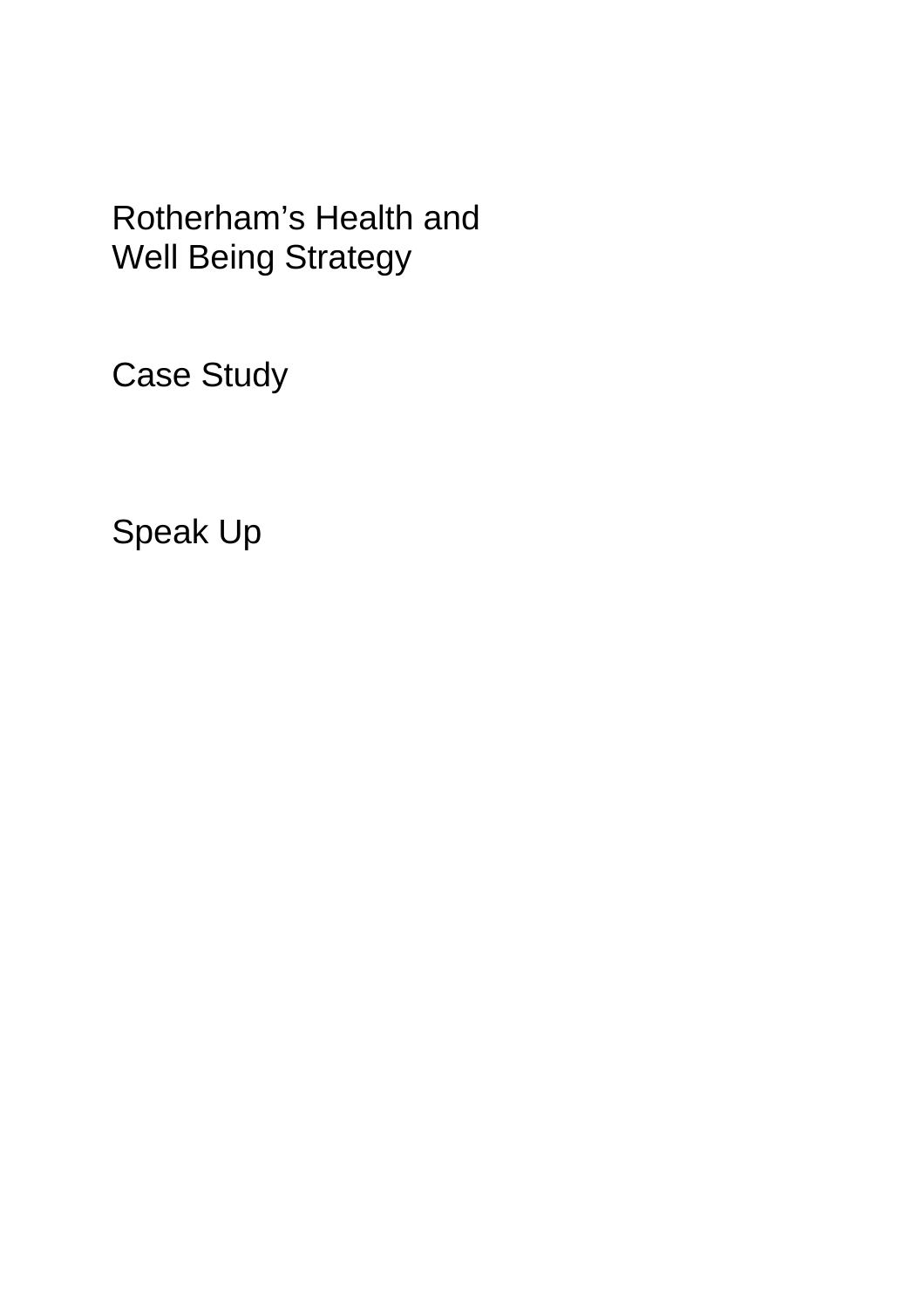# Rotherham's Health and Well Being Strategy

## Case Study

## Speak Up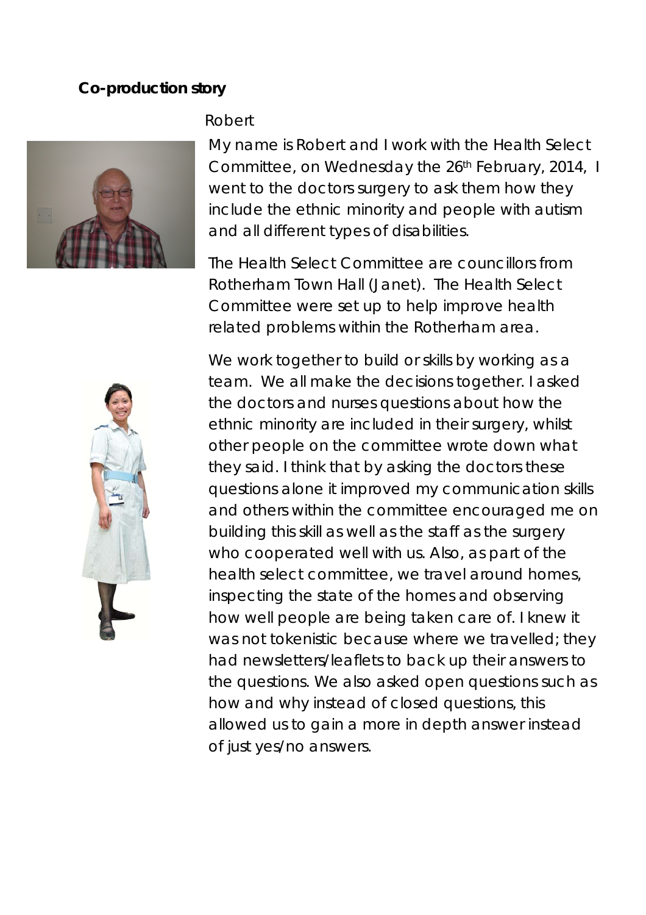**Co-production story**

Robert

My name is Robert and I work with the Health Select Committee, on Wednesday the 26th February, 2014, I went to the doctors surgery to ask them how they include the ethnic minority and people with autism and all different types of disabilities.

The Health Select Committee are councillors from Rotherham Town Hall (Janet). The Health Select Committee were set up to help improve health related problems within the Rotherham area.

We work together to build or skills by working as a team. We all make the decisions together. I asked the doctors and nurses questions about how the ethnic minority are included in their surgery, whilst other people on the committee wrote down what they said. I think that by asking the doctors these questions alone it improved my communication skills and others within the committee encouraged me on building this skill as well as the staff as the surgery who cooperated well with us. Also, as part of the health select committee, we travel around homes, inspecting the state of the homes and observing how well people are being taken care of. I knew it was not tokenistic because where we travelled; they had newsletters/leaflets to back up their answers to the questions. We also asked open questions such as how and why instead of closed questions, this allowed us to gain a more in depth answer instead of just yes/no answers.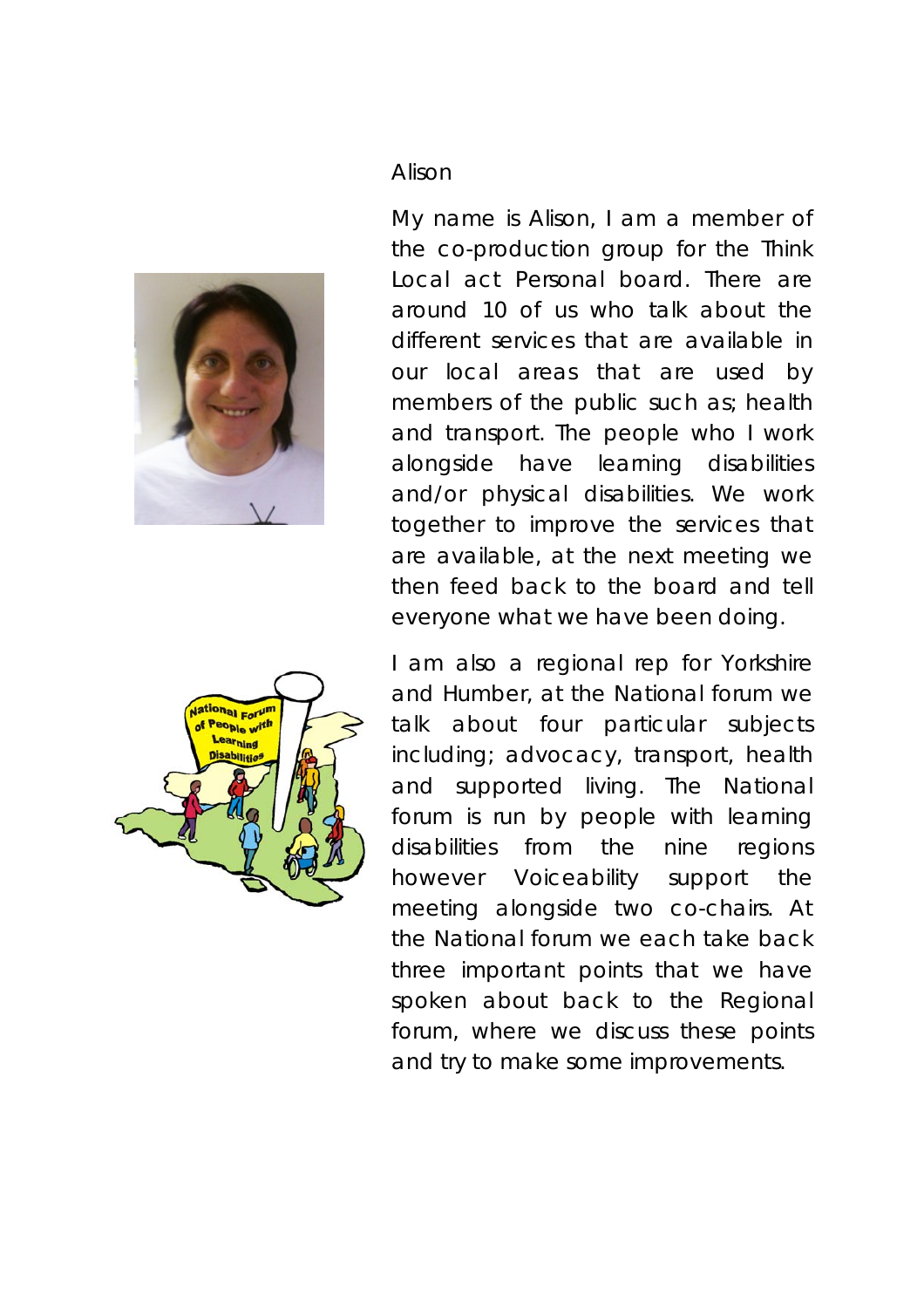Alison

My name is Alison, I am a member of the co-production group for the Think Local act Personal board. There are around 10 of us who talk about the different services that are available in our local areas that are used by members of the public such as; health and transport. The people who I work alongside have learning disabilities and/or physical disabilities. We work together to improve the services that are available, at the next meeting we then feed back to the board and tell everyone what we have been doing.

I am also a regional rep for Yorkshire and Humber, at the National forum we talk about four particular subjects including; advocacy, transport, health and supported living. The National forum is run by people with learning disabilities from the nine regions however Voiceability support the meeting alongside two co-chairs. At the National forum we each take back three important points that we have spoken about back to the Regional forum, where we discuss these points and try to make some improvements.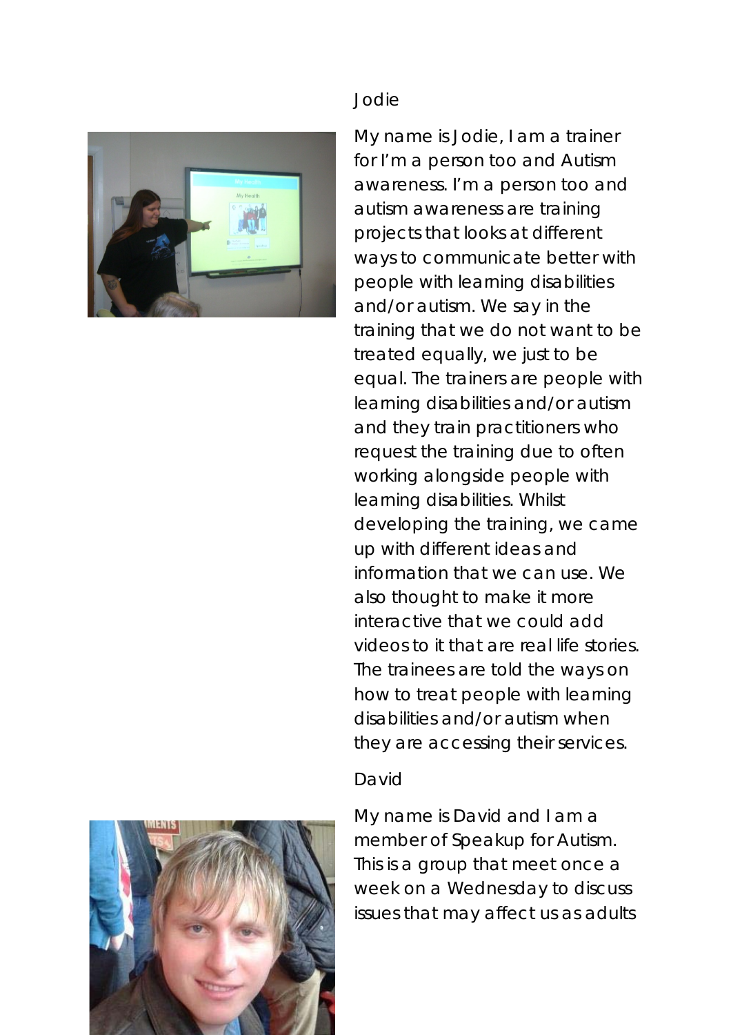Jodie

My name is Jodie, I am a trainer for I'm a person too and Autism awareness. I'm a person too and autism awareness are training projects that looks at different ways to communicate better with people with learning disabilities and/or autism. We say in the training that we do not want to be treated equally, we just to be equal. The trainers are people with learning disabilities and/or autism and they train practitioners who request the training due to often working alongside people with learning disabilities. Whilst developing the training, we came up with different ideas and information that we can use. We also thought to make it more interactive that we could add videos to it that are real life stories. The trainees are told the ways on how to treat people with learning disabilities and/or autism when they are accessing their services.

David

My name is David and I am a member of Speakup for Autism. This is a group that meet once a week on a Wednesday to discuss issues that may affect us as adults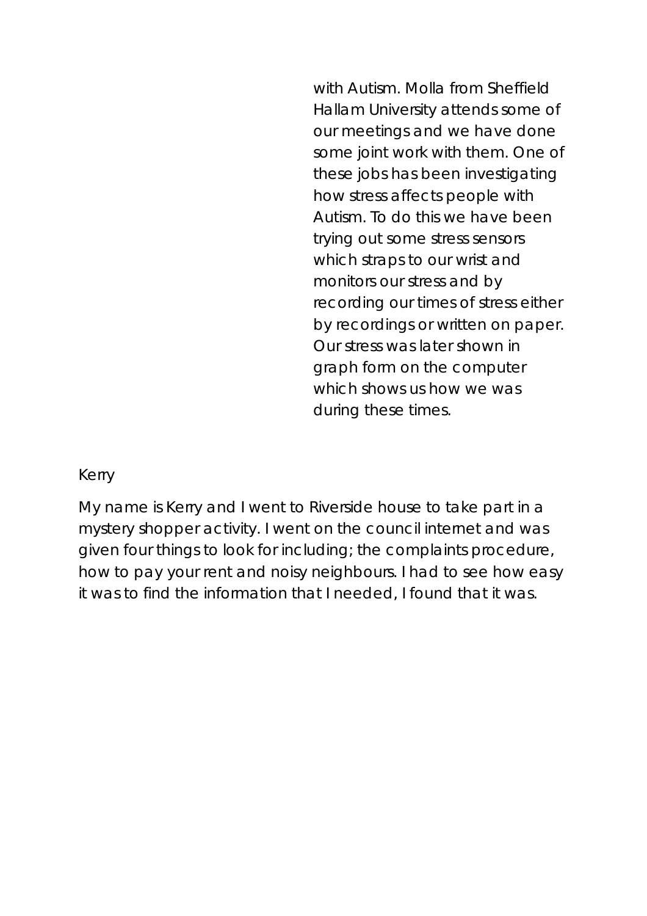with Autism. Molla from Sheffield Hallam University attends some of our meetings and we have done some joint work with them. One of these jobs has been investigating how stress affects people with Autism. To do this we have been trying out some stress sensors which straps to our wrist and monitors our stress and by recording our times of stress either by recordings or written on paper. Our stress was later shown in graph form on the computer which shows us how we was during these times.

Kerry

My name is Kerry and I went to Riverside house to take part in a mystery shopper activity. I went on the council internet and was given four things to look for including; the complaints procedure, how to pay your rent and noisy neighbours. I had to see how easy it was to find the information that I needed, I found that it was.